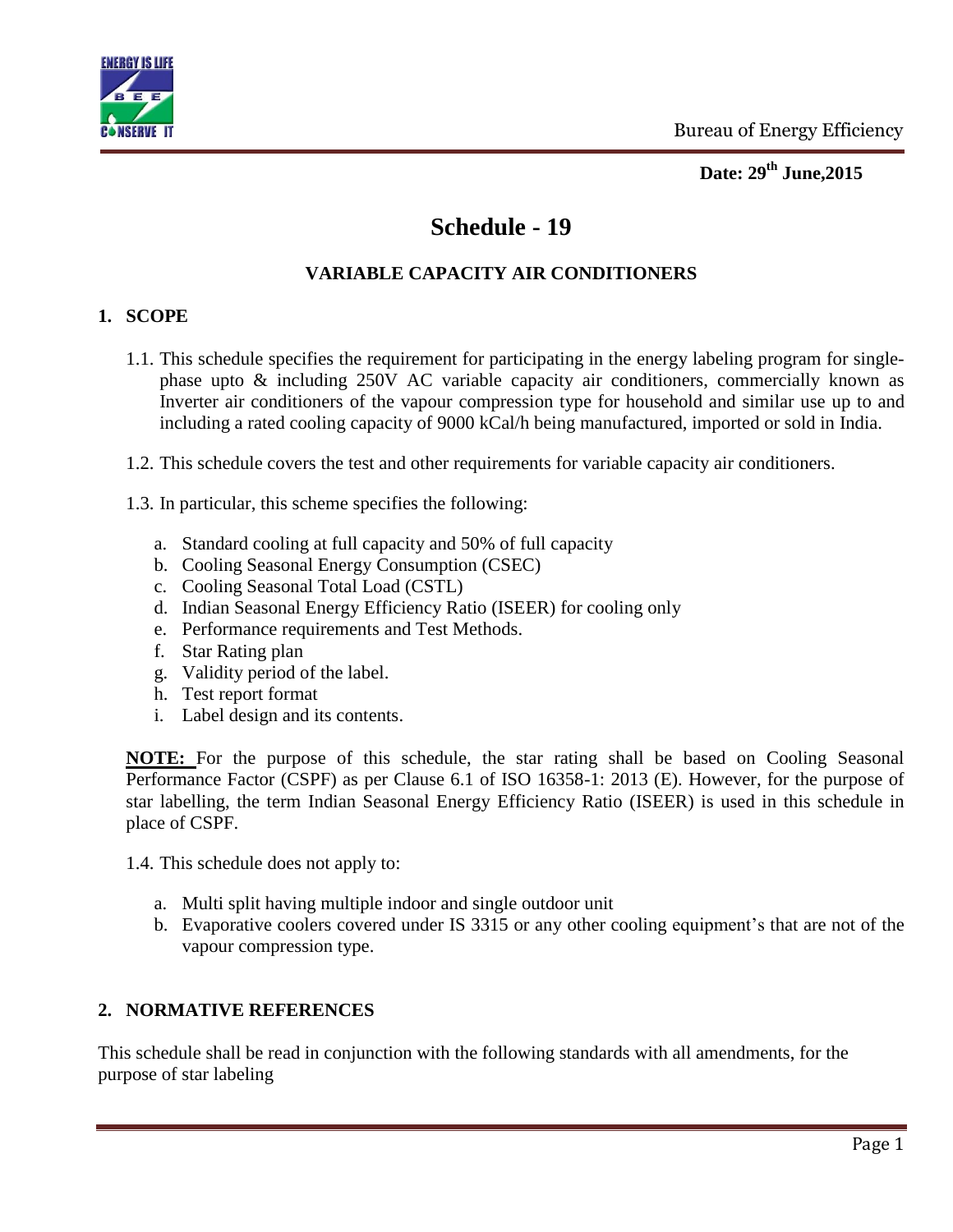**Date: 29th June,2015**

# Schedule - 19

## VARIABLE CAPACITY AIR CONDITIONERS

### 1. SCOPE

1.1. This schedule specifies the requirement for participating in the energy labeling program for single-phase upto & including 250V AC variable capacity air conditioners, commercially known as Inverter air conditioners of the vapour compression type for household and similar use up to and including a rated cooling capacity of 9000 kCal/h being manufactured, imported or sold in India.

1.2. This schedule covers the test and other requirements for variable capacity air conditioners.

1.3. In particular, this scheme specifies the following:

a. Standard cooling at full capacity and 50% of full capacity
b. Cooling Seasonal Energy Consumption (CSEC)
c. Cooling Seasonal Total Load (CSTL)
d. Indian Seasonal Energy Efficiency Ratio (ISEER) for cooling only
e. Performance requirements and Test Methods.
f. Star Rating plan
g. Validity period of the label.
h. Test report format
i. Label design and its contents.

**NOTE:** For the purpose of this schedule, the star rating shall be based on Cooling Seasonal Performance Factor (CSPF) as per Clause 6.1 of ISO 16358-1: 2013 (E). However, for the purpose of star labelling, the term Indian Seasonal Energy Efficiency Ratio (ISEER) is used in this schedule in place of CSPF.

1.4. This schedule does not apply to:

a. Multi split having multiple indoor and single outdoor unit
b. Evaporative coolers covered under IS 3315 or any other cooling equipment's that are not of the vapour compression type.

### 2. NORMATIVE REFERENCES

This schedule shall be read in conjunction with the following standards with all amendments, for the purpose of star labeling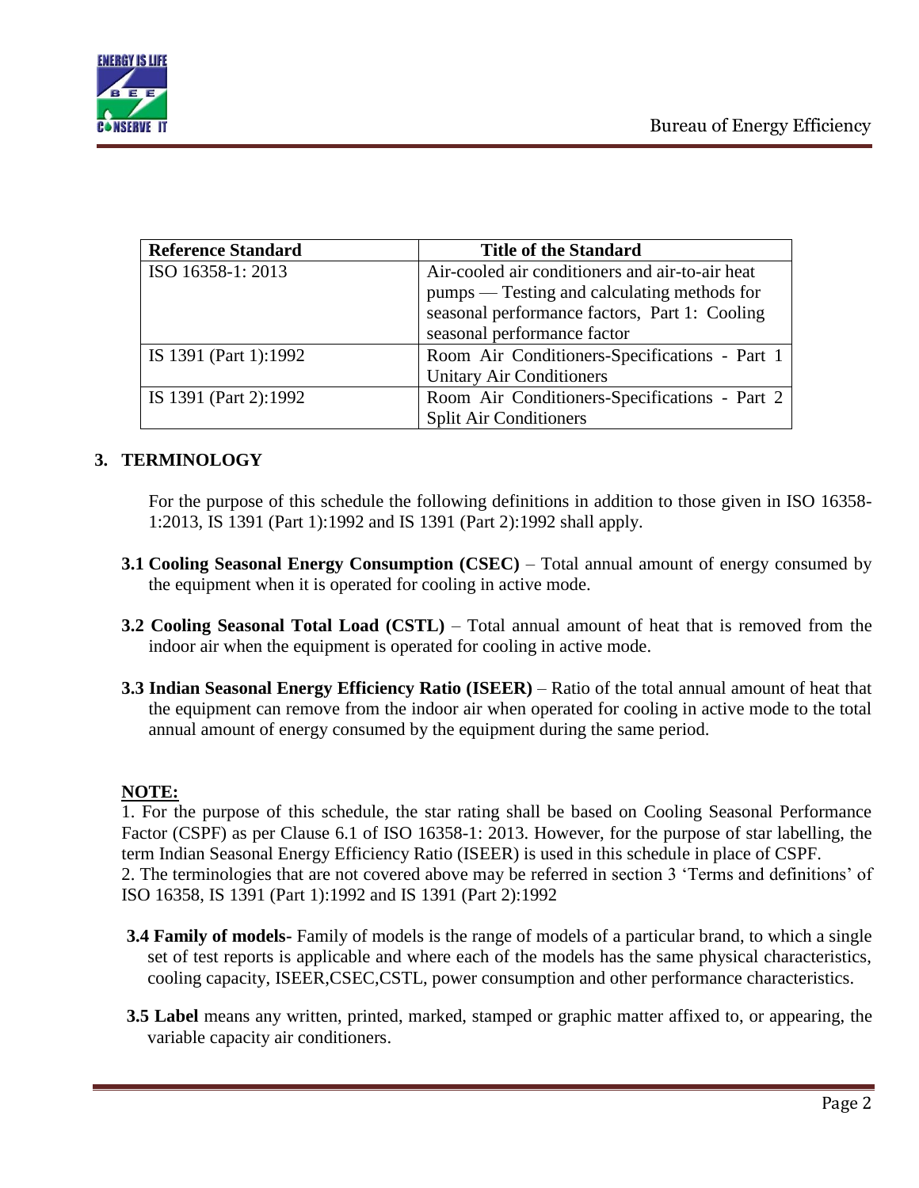| Reference Standard | Title of the Standard |
| --- | --- |
| ISO 16358-1: 2013 | Air-cooled air conditioners and air-to-air heat pumps — Testing and calculating methods for seasonal performance factors, Part 1: Cooling seasonal performance factor |
| IS 1391 (Part 1):1992 | Room Air Conditioners-Specifications - Part 1 Unitary Air Conditioners |
| IS 1391 (Part 2):1992 | Room Air Conditioners-Specifications - Part 2 Split Air Conditioners |

## 3. TERMINOLOGY

For the purpose of this schedule the following definitions in addition to those given in ISO 16358-1:2013, IS 1391 (Part 1):1992 and IS 1391 (Part 2):1992 shall apply.

**3.1 Cooling Seasonal Energy Consumption (CSEC)** – Total annual amount of energy consumed by the equipment when it is operated for cooling in active mode.

**3.2 Cooling Seasonal Total Load (CSTL)** – Total annual amount of heat that is removed from the indoor air when the equipment is operated for cooling in active mode.

**3.3 Indian Seasonal Energy Efficiency Ratio (ISEER)** – Ratio of the total annual amount of heat that the equipment can remove from the indoor air when operated for cooling in active mode to the total annual amount of energy consumed by the equipment during the same period.

**NOTE:**

1. For the purpose of this schedule, the star rating shall be based on Cooling Seasonal Performance Factor (CSPF) as per Clause 6.1 of ISO 16358-1: 2013. However, for the purpose of star labelling, the term Indian Seasonal Energy Efficiency Ratio (ISEER) is used in this schedule in place of CSPF.
2. The terminologies that are not covered above may be referred in section 3 'Terms and definitions' of ISO 16358, IS 1391 (Part 1):1992 and IS 1391 (Part 2):1992

**3.4 Family of models-** Family of models is the range of models of a particular brand, to which a single set of test reports is applicable and where each of the models has the same physical characteristics, cooling capacity, ISEER,CSEC,CSTL, power consumption and other performance characteristics.

**3.5 Label** means any written, printed, marked, stamped or graphic matter affixed to, or appearing, the variable capacity air conditioners.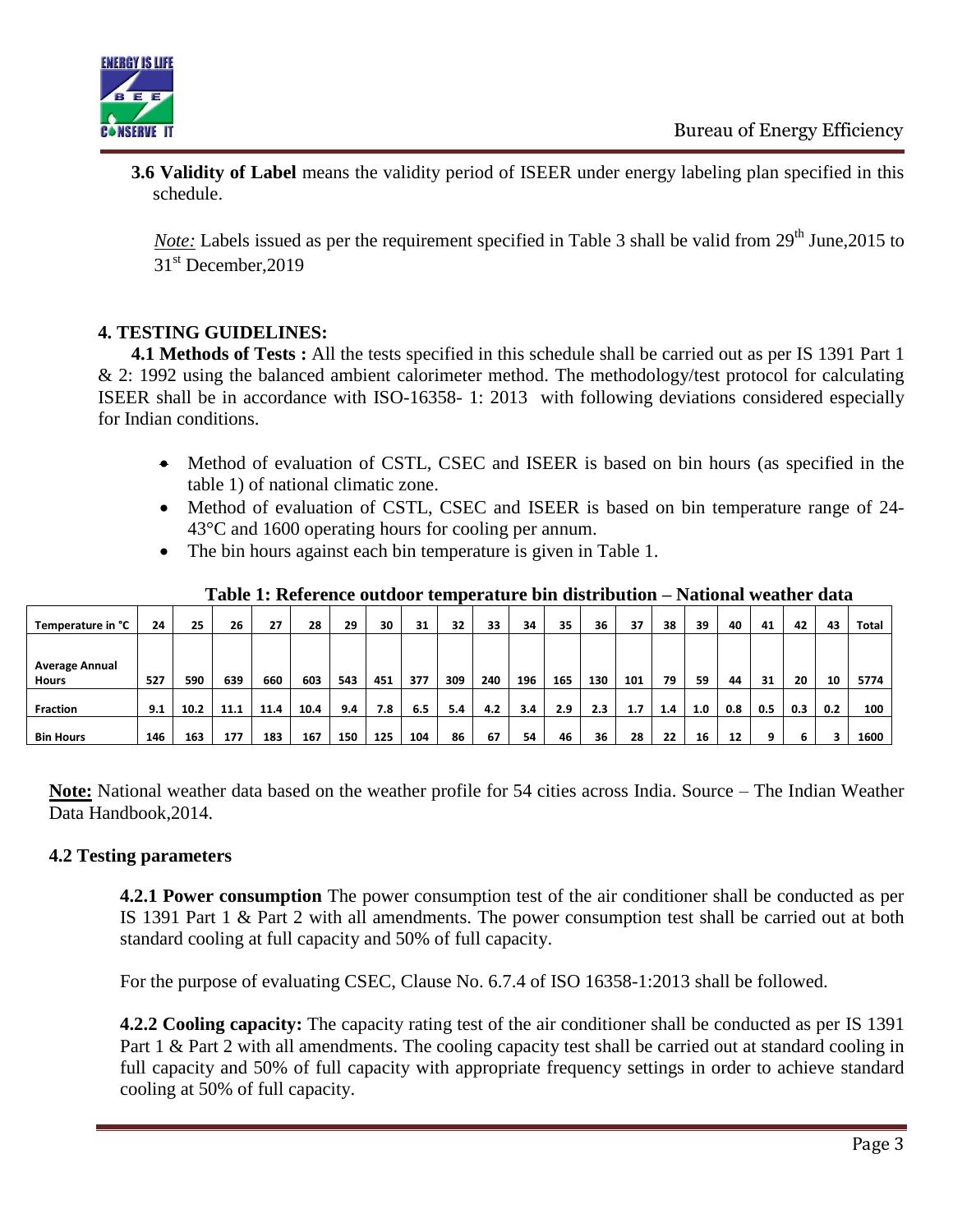**3.6 Validity of Label** means the validity period of ISEER under energy labeling plan specified in this schedule.

*Note:* Labels issued as per the requirement specified in Table 3 shall be valid from 29th June,2015 to 31st December,2019

## 4. TESTING GUIDELINES:

**4.1 Methods of Tests :** All the tests specified in this schedule shall be carried out as per IS 1391 Part 1 & 2: 1992 using the balanced ambient calorimeter method. The methodology/test protocol for calculating ISEER shall be in accordance with ISO-16358- 1: 2013 with following deviations considered especially for Indian conditions.

- Method of evaluation of CSTL, CSEC and ISEER is based on bin hours (as specified in the table 1) of national climatic zone.
- Method of evaluation of CSTL, CSEC and ISEER is based on bin temperature range of 24-43°C and 1600 operating hours for cooling per annum.
- The bin hours against each bin temperature is given in Table 1.

**Table 1: Reference outdoor temperature bin distribution – National weather data**

| Temperature in °C | 24 | 25 | 26 | 27 | 28 | 29 | 30 | 31 | 32 | 33 | 34 | 35 | 36 | 37 | 38 | 39 | 40 | 41 | 42 | 43 | Total |
|---|---|---|---|---|---|---|---|---|---|---|---|---|---|---|---|---|---|---|---|---|---|
| Average Annual Hours | 527 | 590 | 639 | 660 | 603 | 543 | 451 | 377 | 309 | 240 | 196 | 165 | 130 | 101 | 79 | 59 | 44 | 31 | 20 | 10 | 5774 |
| Fraction | 9.1 | 10.2 | 11.1 | 11.4 | 10.4 | 9.4 | 7.8 | 6.5 | 5.4 | 4.2 | 3.4 | 2.9 | 2.3 | 1.7 | 1.4 | 1.0 | 0.8 | 0.5 | 0.3 | 0.2 | 100 |
| Bin Hours | 146 | 163 | 177 | 183 | 167 | 150 | 125 | 104 | 86 | 67 | 54 | 46 | 36 | 28 | 22 | 16 | 12 | 9 | 6 | 3 | 1600 |

**Note:** National weather data based on the weather profile for 54 cities across India. Source – The Indian Weather Data Handbook,2014.

### 4.2 Testing parameters

**4.2.1 Power consumption** The power consumption test of the air conditioner shall be conducted as per IS 1391 Part 1 & Part 2 with all amendments. The power consumption test shall be carried out at both standard cooling at full capacity and 50% of full capacity.

For the purpose of evaluating CSEC, Clause No. 6.7.4 of ISO 16358-1:2013 shall be followed.

**4.2.2 Cooling capacity:** The capacity rating test of the air conditioner shall be conducted as per IS 1391 Part 1 & Part 2 with all amendments. The cooling capacity test shall be carried out at standard cooling in full capacity and 50% of full capacity with appropriate frequency settings in order to achieve standard cooling at 50% of full capacity.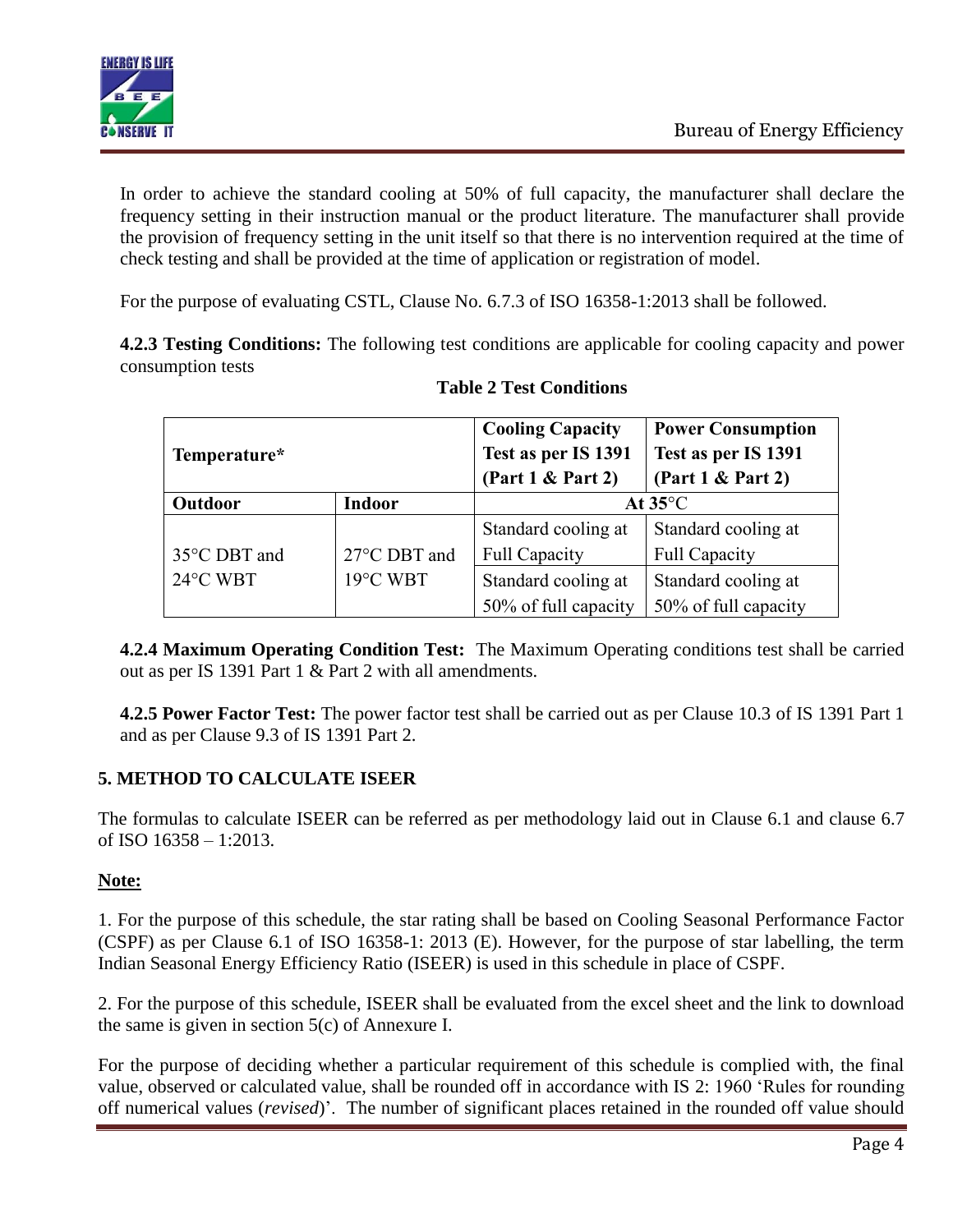In order to achieve the standard cooling at 50% of full capacity, the manufacturer shall declare the frequency setting in their instruction manual or the product literature. The manufacturer shall provide the provision of frequency setting in the unit itself so that there is no intervention required at the time of check testing and shall be provided at the time of application or registration of model.

For the purpose of evaluating CSTL, Clause No. 6.7.3 of ISO 16358-1:2013 shall be followed.

**4.2.3 Testing Conditions:** The following test conditions are applicable for cooling capacity and power consumption tests

**Table 2 Test Conditions**

| Temperature* | | Cooling Capacity Test as per IS 1391 (Part 1 & Part 2) | Power Consumption Test as per IS 1391 (Part 1 & Part 2) |
|---|---|---|---|
| **Outdoor** | **Indoor** | **At 35°C** | |
| 35°C DBT and 24°C WBT | 27°C DBT and 19°C WBT | Standard cooling at Full Capacity | Standard cooling at Full Capacity |
| | | Standard cooling at 50% of full capacity | Standard cooling at 50% of full capacity |

**4.2.4 Maximum Operating Condition Test:** The Maximum Operating conditions test shall be carried out as per IS 1391 Part 1 & Part 2 with all amendments.

**4.2.5 Power Factor Test:** The power factor test shall be carried out as per Clause 10.3 of IS 1391 Part 1 and as per Clause 9.3 of IS 1391 Part 2.

## 5. METHOD TO CALCULATE ISEER

The formulas to calculate ISEER can be referred as per methodology laid out in Clause 6.1 and clause 6.7 of ISO 16358 – 1:2013.

**Note:**

1. For the purpose of this schedule, the star rating shall be based on Cooling Seasonal Performance Factor (CSPF) as per Clause 6.1 of ISO 16358-1: 2013 (E). However, for the purpose of star labelling, the term Indian Seasonal Energy Efficiency Ratio (ISEER) is used in this schedule in place of CSPF.

2. For the purpose of this schedule, ISEER shall be evaluated from the excel sheet and the link to download the same is given in section 5(c) of Annexure I.

For the purpose of deciding whether a particular requirement of this schedule is complied with, the final value, observed or calculated value, shall be rounded off in accordance with IS 2: 1960 'Rules for rounding off numerical values (*revised*)'. The number of significant places retained in the rounded off value should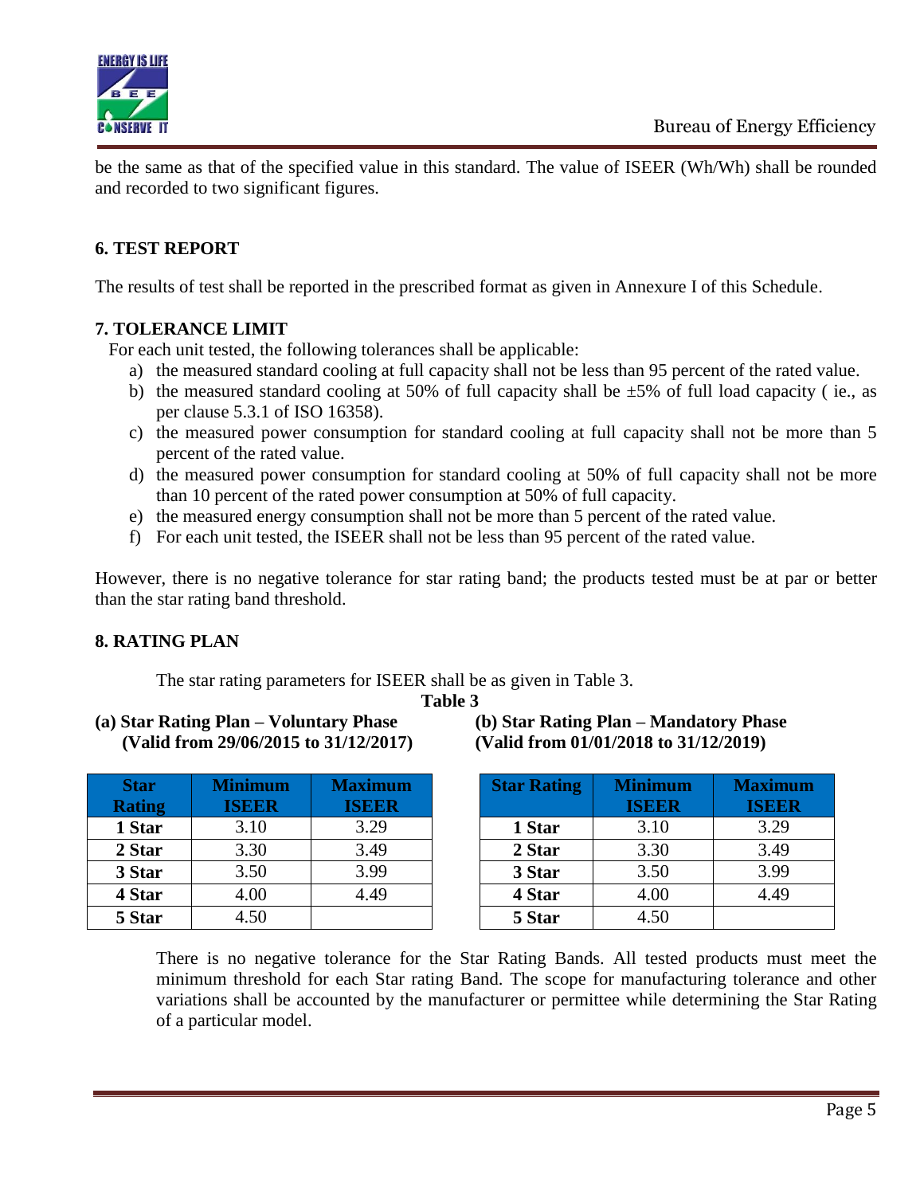be the same as that of the specified value in this standard. The value of ISEER (Wh/Wh) shall be rounded and recorded to two significant figures.

## 6. TEST REPORT

The results of test shall be reported in the prescribed format as given in Annexure I of this Schedule.

## 7. TOLERANCE LIMIT

For each unit tested, the following tolerances shall be applicable:

a) the measured standard cooling at full capacity shall not be less than 95 percent of the rated value.
b) the measured standard cooling at 50% of full capacity shall be ±5% of full load capacity ( ie., as per clause 5.3.1 of ISO 16358).
c) the measured power consumption for standard cooling at full capacity shall not be more than 5 percent of the rated value.
d) the measured power consumption for standard cooling at 50% of full capacity shall not be more than 10 percent of the rated power consumption at 50% of full capacity.
e) the measured energy consumption shall not be more than 5 percent of the rated value.
f) For each unit tested, the ISEER shall not be less than 95 percent of the rated value.

However, there is no negative tolerance for star rating band; the products tested must be at par or better than the star rating band threshold.

## 8. RATING PLAN

The star rating parameters for ISEER shall be as given in Table 3.

**Table 3**

**(a) Star Rating Plan – Voluntary Phase (Valid from 29/06/2015 to 31/12/2017)**

| Star Rating | Minimum ISEER | Maximum ISEER |
|---|---|---|
| **1 Star** | 3.10 | 3.29 |
| **2 Star** | 3.30 | 3.49 |
| **3 Star** | 3.50 | 3.99 |
| **4 Star** | 4.00 | 4.49 |
| **5 Star** | 4.50 | |

**(b) Star Rating Plan – Mandatory Phase (Valid from 01/01/2018 to 31/12/2019)**

| Star Rating | Minimum ISEER | Maximum ISEER |
|---|---|---|
| **1 Star** | 3.10 | 3.29 |
| **2 Star** | 3.30 | 3.49 |
| **3 Star** | 3.50 | 3.99 |
| **4 Star** | 4.00 | 4.49 |
| **5 Star** | 4.50 | |

There is no negative tolerance for the Star Rating Bands. All tested products must meet the minimum threshold for each Star rating Band. The scope for manufacturing tolerance and other variations shall be accounted by the manufacturer or permittee while determining the Star Rating of a particular model.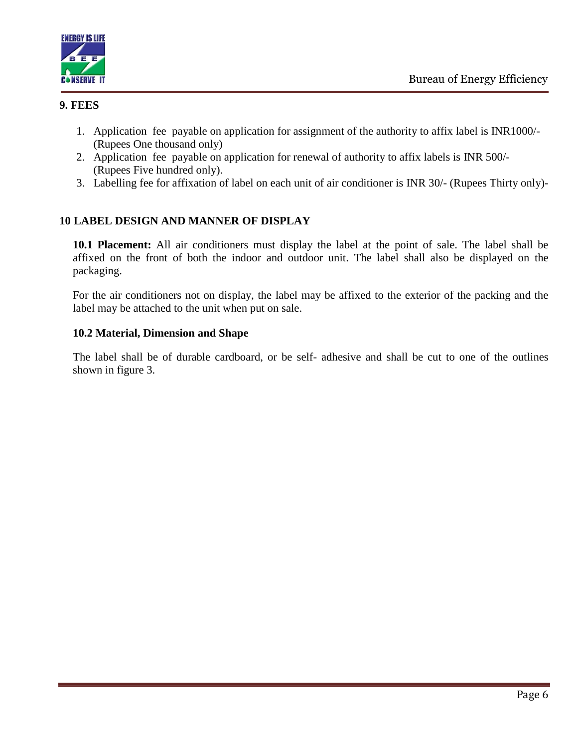## 9. FEES

1. Application fee payable on application for assignment of the authority to affix label is INR1000/- (Rupees One thousand only)
2. Application fee payable on application for renewal of authority to affix labels is INR 500/- (Rupees Five hundred only).
3. Labelling fee for affixation of label on each unit of air conditioner is INR 30/- (Rupees Thirty only)-

## 10 LABEL DESIGN AND MANNER OF DISPLAY

**10.1 Placement:** All air conditioners must display the label at the point of sale. The label shall be affixed on the front of both the indoor and outdoor unit. The label shall also be displayed on the packaging.

For the air conditioners not on display, the label may be affixed to the exterior of the packing and the label may be attached to the unit when put on sale.

### 10.2 Material, Dimension and Shape

The label shall be of durable cardboard, or be self- adhesive and shall be cut to one of the outlines shown in figure 3.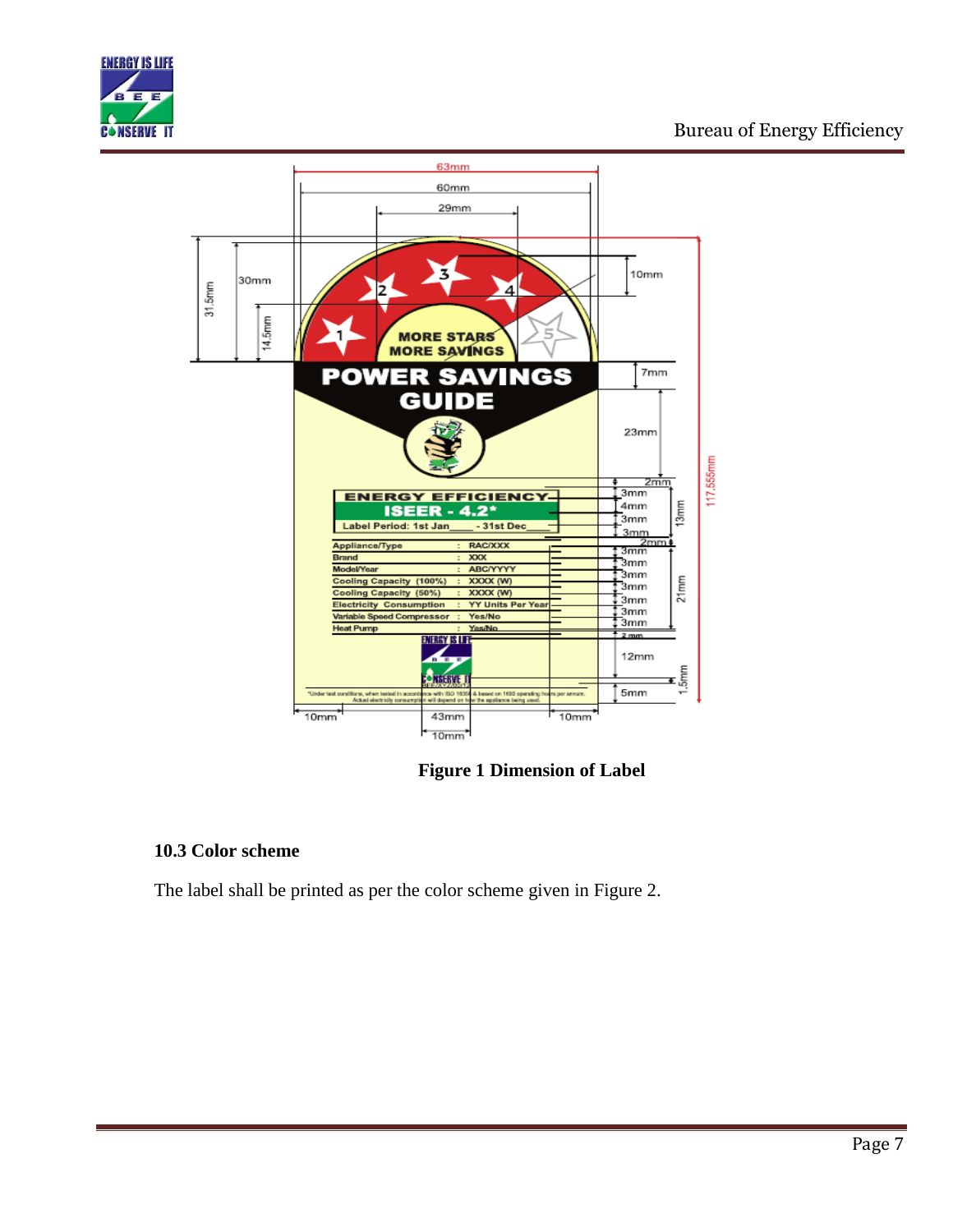Figure 1 Dimension of Label

### 10.3 Color scheme

The label shall be printed as per the color scheme given in Figure 2.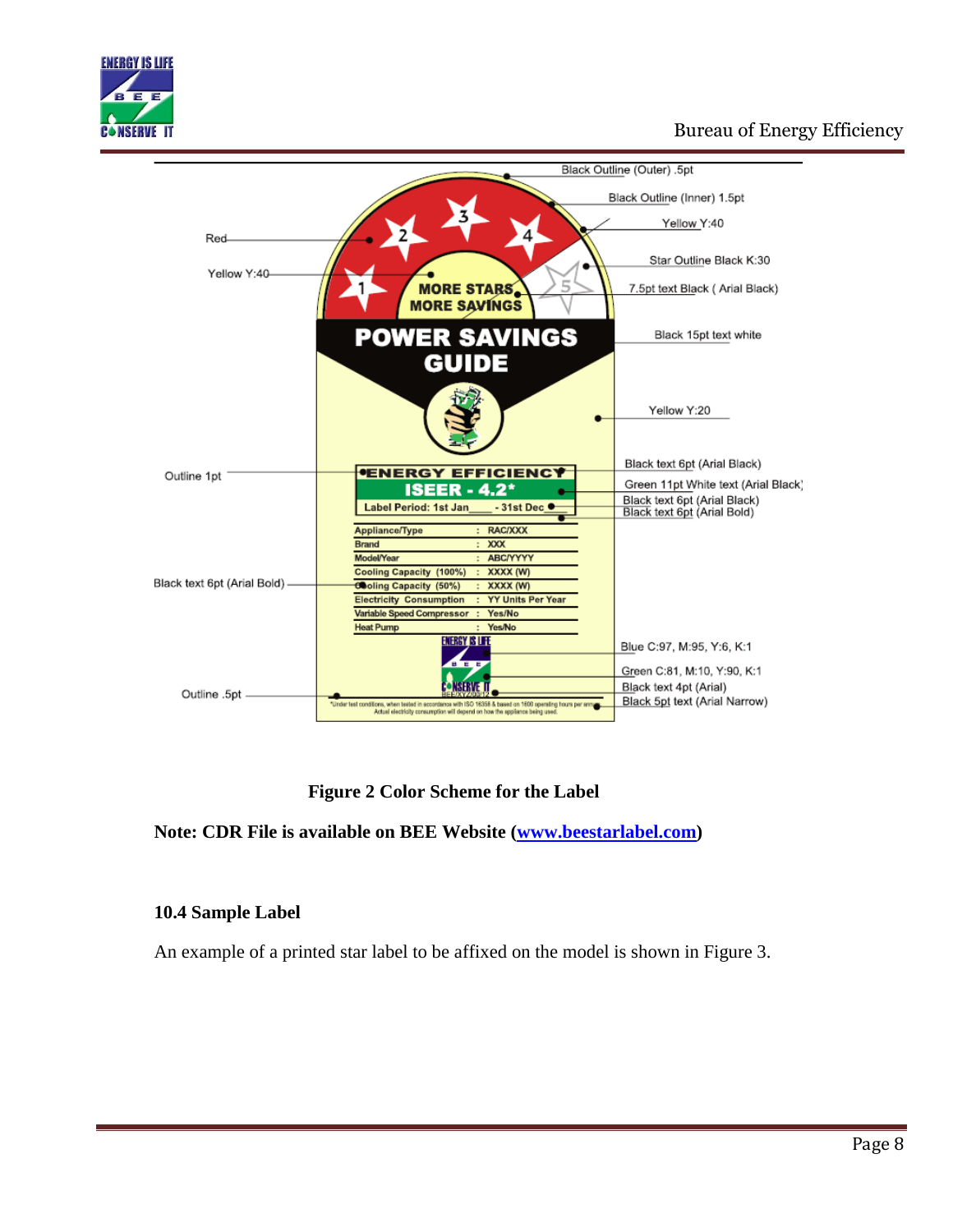Black Outline (Outer) .5pt

Black Outline (Inner) 1.5pt

Yellow Y:40

Red

Star Outline Black K:30

Yellow Y:40

7.5pt text Black ( Arial Black)

MORE STARS MORE SAVINGS

POWER SAVINGS GUIDE

Black 15pt text white

Yellow Y:20

Black text 6pt (Arial Black)

Outline 1pt

ENERGY EFFICIENCY

ISEER - 4.2*

Green 11pt White text (Arial Black)

Label Period: 1st Jan____ - 31st Dec

Black text 6pt (Arial Black)

Black text 6pt (Arial Bold)

| Appliance/Type | : | RAC/XXX |
|---|---|---|
| Brand | : | XXX |
| Model/Year | : | ABC/YYYY |
| Cooling Capacity (100%) | : | XXXX (W) |
| Cooling Capacity (50%) | : | XXXX (W) |
| Electricity Consumption | : | YY Units Per Year |
| Variable Speed Compressor | : | Yes/No |
| Heat Pump | : | Yes/No |

Black text 6pt (Arial Bold)

Blue C:97, M:95, Y:6, K:1

Green C:81, M:10, Y:90, K:1

Black text 4pt (Arial)

Outline .5pt

Black 5pt text (Arial Narrow)

*Under test conditions, when tested in accordance with ISO 16358 & based on 1600 operating hours per annum. Actual electricity consumption will depend on how the appliance being used.

**Figure 2 Color Scheme for the Label**

**Note: CDR File is available on BEE Website ([www.beestarlabel.com](http://www.beestarlabel.com))**

### 10.4 Sample Label

An example of a printed star label to be affixed on the model is shown in Figure 3.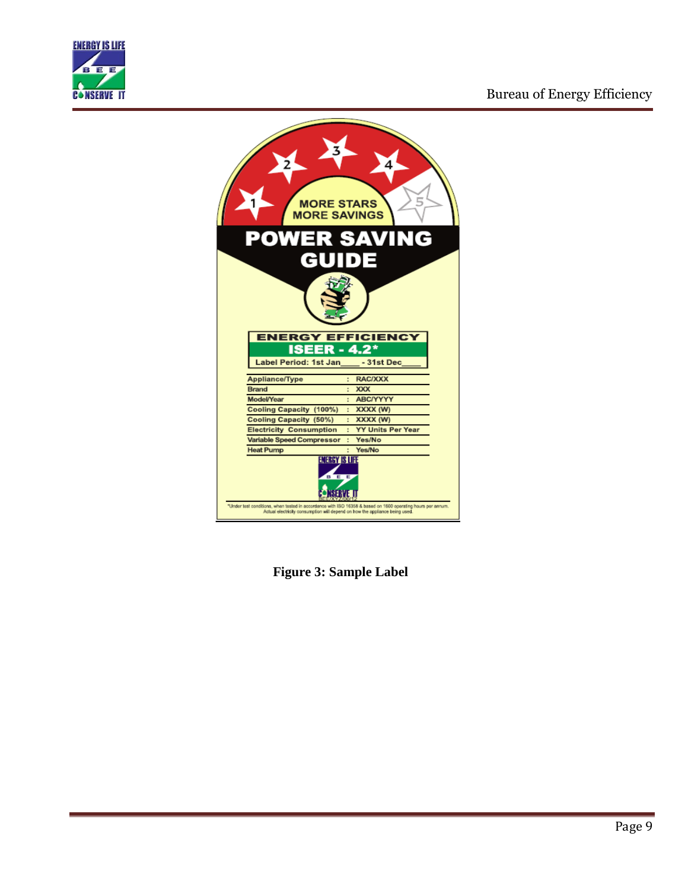MORE STARS
MORE SAVINGS

POWER SAVING GUIDE

ENERGY EFFICIENCY
ISEER - 4.2*
Label Period: 1st Jan____ - 31st Dec____

| | | |
|---|---|---|
| Appliance/Type | : | RAC/XXX |
| Brand | : | XXX |
| Model/Year | : | ABC/YYYY |
| Cooling Capacity (100%) | : | XXXX (W) |
| Cooling Capacity (50%) | : | XXXX (W) |
| Electricity Consumption | : | YY Units Per Year |
| Variable Speed Compressor | : | Yes/No |
| Heat Pump | : | Yes/No |

*Under test conditions, when tested in accordance with ISO 16358 & based on 1600 operating hours per annum. Actual electricity consumption will depend on how the appliance being used.

**Figure 3: Sample Label**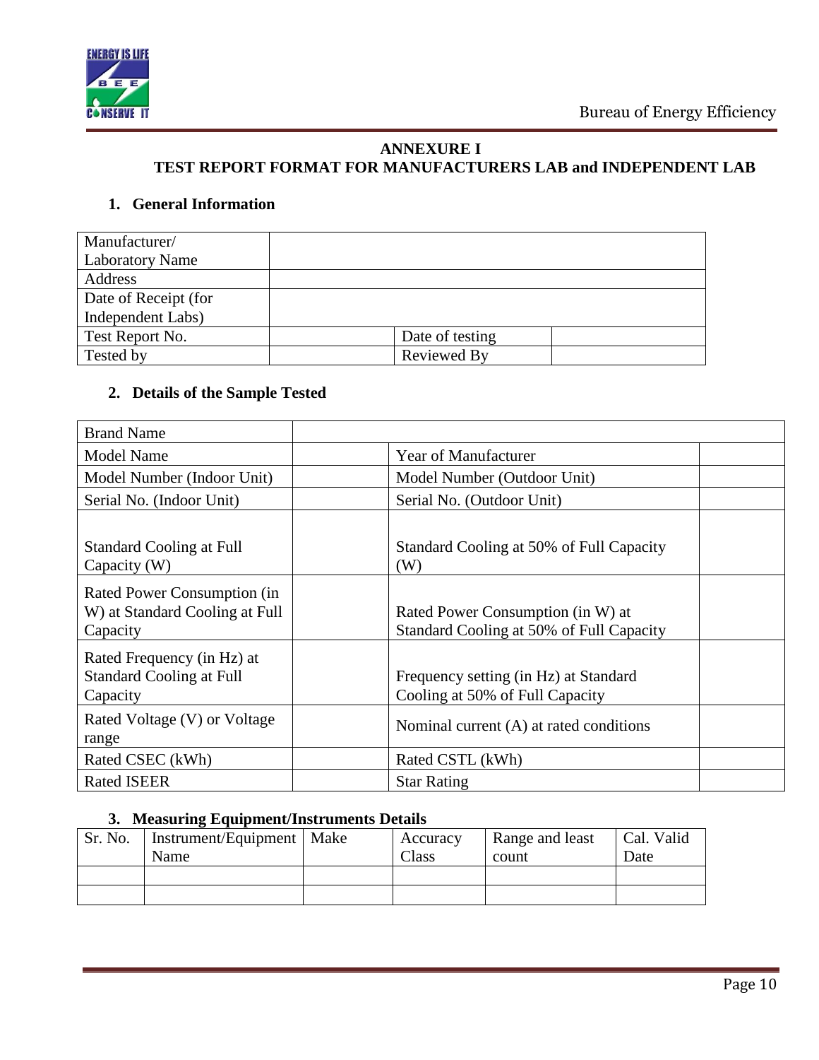# ANNEXURE I
## TEST REPORT FORMAT FOR MANUFACTURERS LAB and INDEPENDENT LAB

### 1. General Information

| Manufacturer/ Laboratory Name | | | |
|---|---|---|---|
| Address | | | |
| Date of Receipt (for Independent Labs) | | | |
| Test Report No. | | Date of testing | |
| Tested by | | Reviewed By | |

### 2. Details of the Sample Tested

| Brand Name | | | |
|---|---|---|---|
| Model Name | | Year of Manufacturer | |
| Model Number (Indoor Unit) | | Model Number (Outdoor Unit) | |
| Serial No. (Indoor Unit) | | Serial No. (Outdoor Unit) | |
| Standard Cooling at Full Capacity (W) | | Standard Cooling at 50% of Full Capacity (W) | |
| Rated Power Consumption (in W) at Standard Cooling at Full Capacity | | Rated Power Consumption (in W) at Standard Cooling at 50% of Full Capacity | |
| Rated Frequency (in Hz) at Standard Cooling at Full Capacity | | Frequency setting (in Hz) at Standard Cooling at 50% of Full Capacity | |
| Rated Voltage (V) or Voltage range | | Nominal current (A) at rated conditions | |
| Rated CSEC (kWh) | | Rated CSTL (kWh) | |
| Rated ISEER | | Star Rating | |

### 3. Measuring Equipment/Instruments Details

| Sr. No. | Instrument/Equipment Name | Make | Accuracy Class | Range and least count | Cal. Valid Date |
|---|---|---|---|---|---|
| | | | | | |
| | | | | | |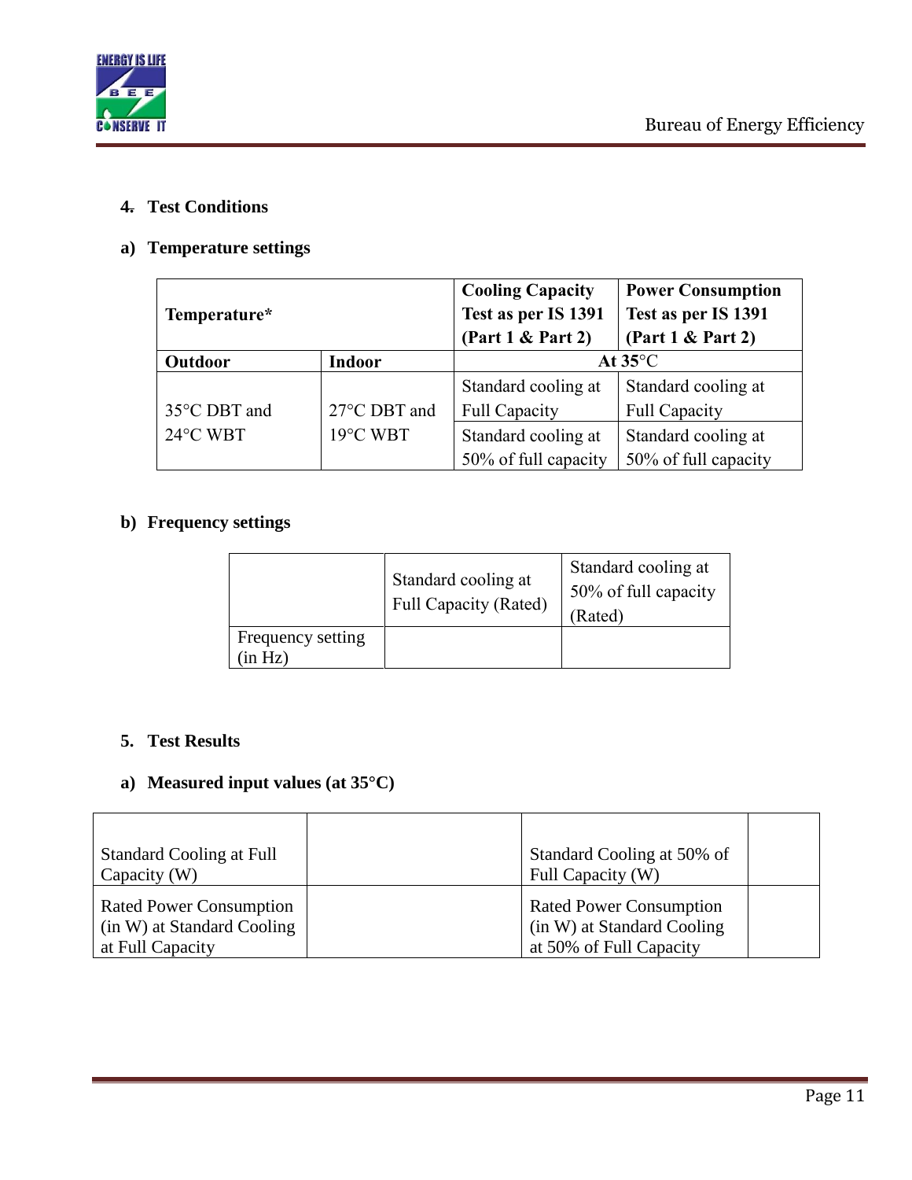## 4. Test Conditions

### a) Temperature settings

| Temperature* | | Cooling Capacity Test as per IS 1391 (Part 1 & Part 2) | Power Consumption Test as per IS 1391 (Part 1 & Part 2) |
|---|---|---|---|
| **Outdoor** | **Indoor** | **At 35°C** | |
| 35°C DBT and 24°C WBT | 27°C DBT and 19°C WBT | Standard cooling at Full Capacity | Standard cooling at Full Capacity |
| | | Standard cooling at 50% of full capacity | Standard cooling at 50% of full capacity |

### b) Frequency settings

| | Standard cooling at Full Capacity (Rated) | Standard cooling at 50% of full capacity (Rated) |
|---|---|---|
| Frequency setting (in Hz) | | |

## 5. Test Results

### a) Measured input values (at 35°C)

| Standard Cooling at Full Capacity (W) | | Standard Cooling at 50% of Full Capacity (W) | |
|---|---|---|---|
| Rated Power Consumption (in W) at Standard Cooling at Full Capacity | | Rated Power Consumption (in W) at Standard Cooling at 50% of Full Capacity | |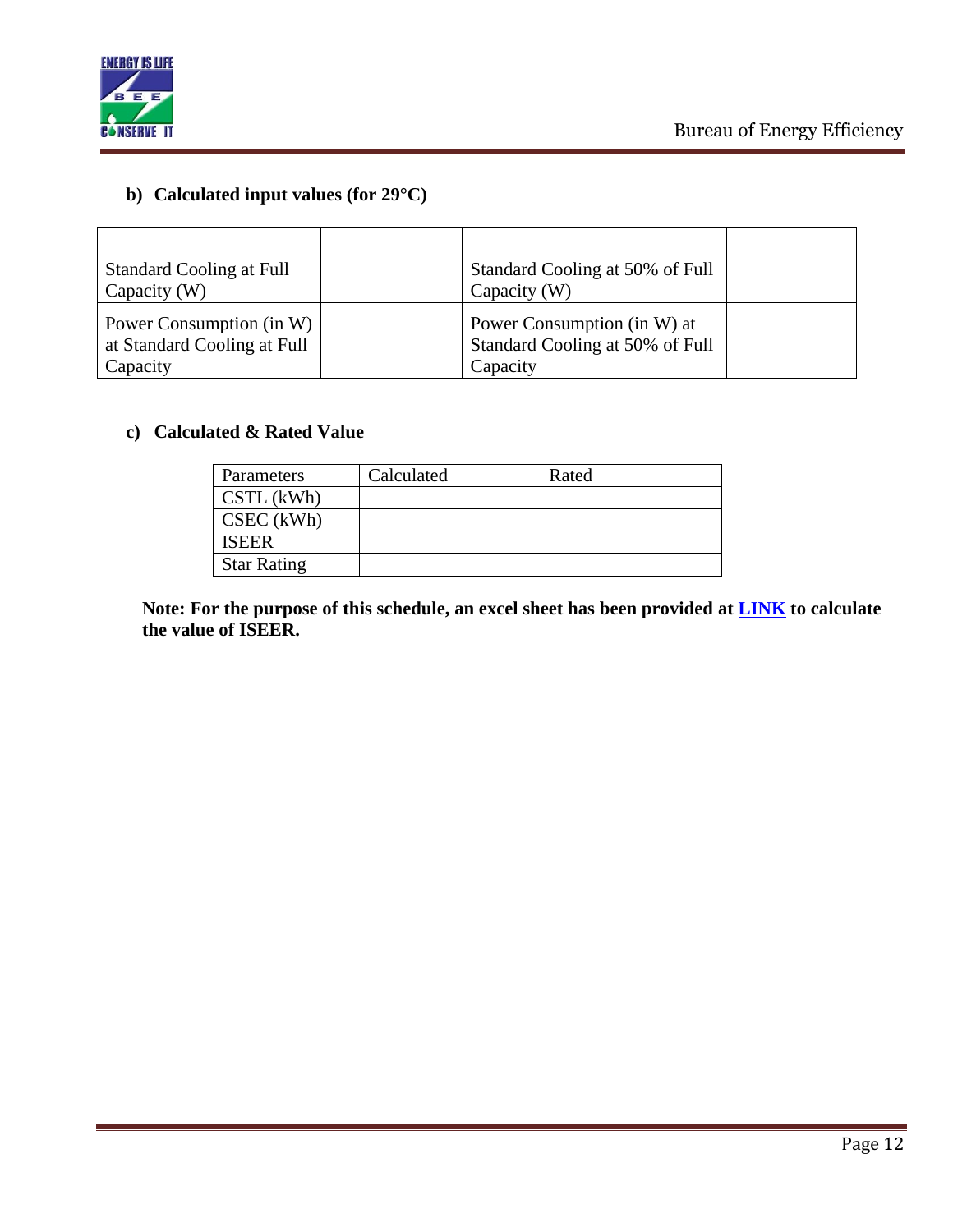**b) Calculated input values (for 29°C)**

| | | | |
|---|---|---|---|
| Standard Cooling at Full Capacity (W) | | Standard Cooling at 50% of Full Capacity (W) | |
| Power Consumption (in W) at Standard Cooling at Full Capacity | | Power Consumption (in W) at Standard Cooling at 50% of Full Capacity | |

**c) Calculated & Rated Value**

| Parameters | Calculated | Rated |
|---|---|---|
| CSTL (kWh) | | |
| CSEC (kWh) | | |
| ISEER | | |
| Star Rating | | |

**Note: For the purpose of this schedule, an excel sheet has been provided at LINK to calculate the value of ISEER.**